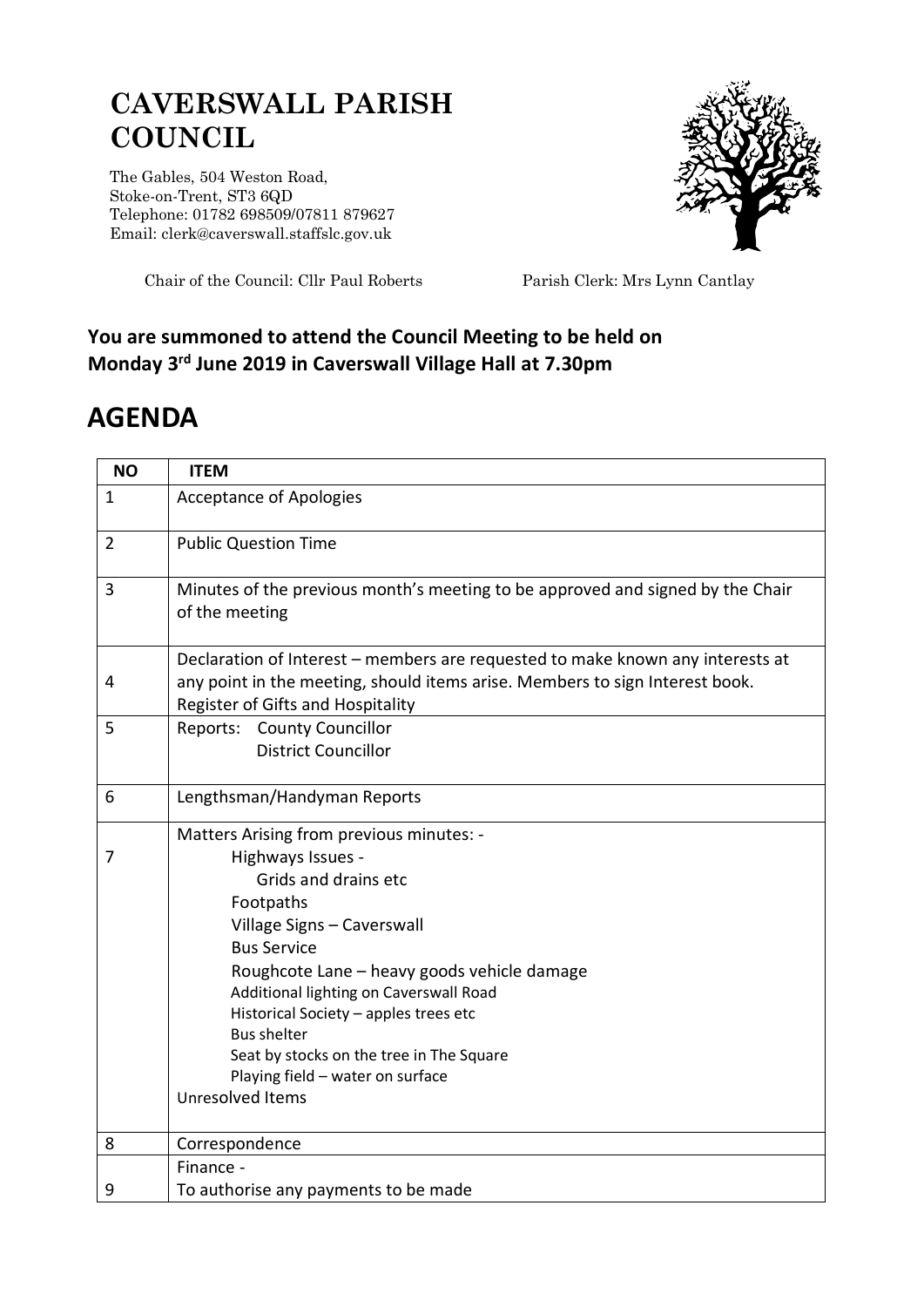# CAVERSWALL PARISH COUNCIL

The Gables, 504 Weston Road,
Stoke-on-Trent, ST3 6QD
Telephone: 01782 698509/07811 879627
Email: clerk@caverswall.staffslc.gov.uk

Chair of the Council: Cllr Paul Roberts

Parish Clerk: Mrs Lynn Cantlay

**You are summoned to attend the Council Meeting to be held on Monday 3rd June 2019 in Caverswall Village Hall at 7.30pm**

# AGENDA

| NO | ITEM |
|---|---|
| 1 | Acceptance of Apologies |
| 2 | Public Question Time |
| 3 | Minutes of the previous month's meeting to be approved and signed by the Chair of the meeting |
| 4 | Declaration of Interest – members are requested to make known any interests at any point in the meeting, should items arise. Members to sign Interest book. Register of Gifts and Hospitality |
| 5 | Reports: County Councillor<br>District Councillor |
| 6 | Lengthsman/Handyman Reports |
| 7 | Matters Arising from previous minutes: -<br>Highways Issues -<br>Grids and drains etc<br>Footpaths<br>Village Signs – Caverswall<br>Bus Service<br>Roughcote Lane – heavy goods vehicle damage<br>Additional lighting on Caverswall Road<br>Historical Society – apples trees etc<br>Bus shelter<br>Seat by stocks on the tree in The Square<br>Playing field – water on surface<br>Unresolved Items |
| 8 | Correspondence |
| 9 | Finance -<br>To authorise any payments to be made |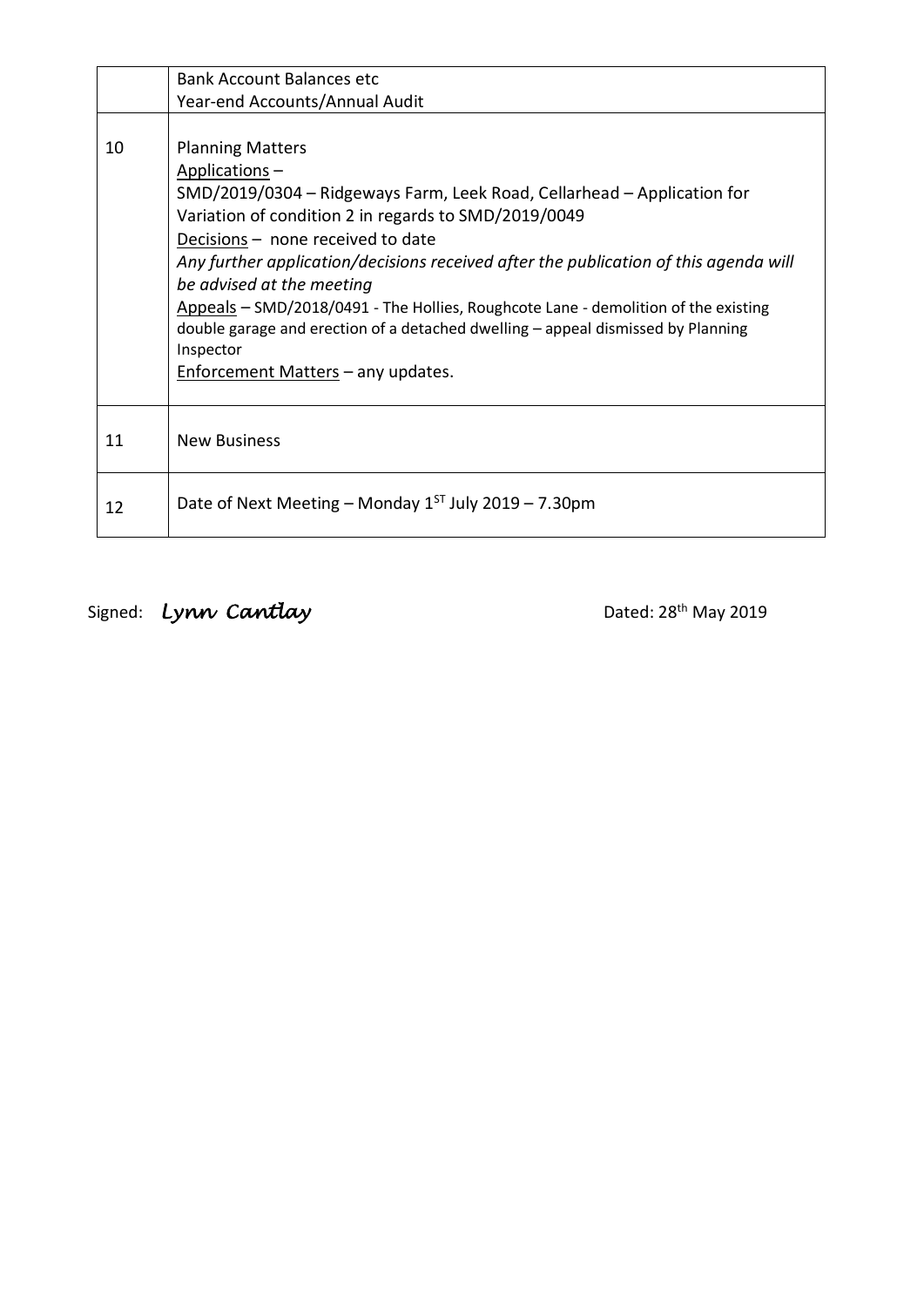| | |
|---|---|
| | Bank Account Balances etc<br>Year-end Accounts/Annual Audit |
| 10 | Planning Matters<br>Applications –<br>SMD/2019/0304 – Ridgeways Farm, Leek Road, Cellarhead – Application for Variation of condition 2 in regards to SMD/2019/0049<br>Decisions – none received to date<br>*Any further application/decisions received after the publication of this agenda will be advised at the meeting*<br>Appeals – SMD/2018/0491 - The Hollies, Roughcote Lane - demolition of the existing double garage and erection of a detached dwelling – appeal dismissed by Planning Inspector<br>Enforcement Matters – any updates. |
| 11 | New Business |
| 12 | Date of Next Meeting – Monday 1ST July 2019 – 7.30pm |

Signed: *Lynn Cantlay* Dated: 28th May 2019